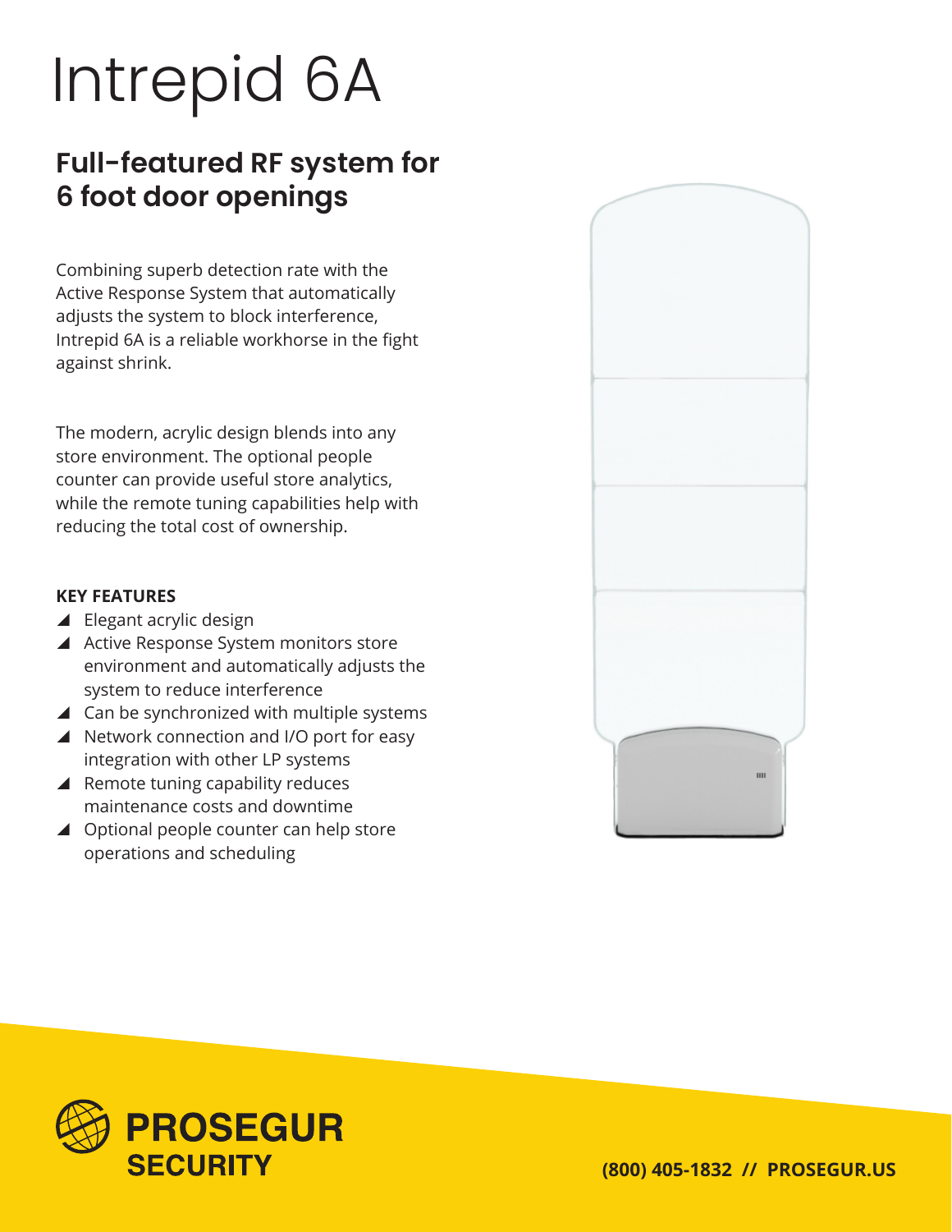# Intrepid 6A

## Full-featured RF system for 6 foot door openings

Combining superb detection rate with the Active Response System that automatically adjusts the system to block interference, Intrepid 6A is a reliable workhorse in the fight against shrink.

The modern, acrylic design blends into any store environment. The optional people counter can provide useful store analytics, while the remote tuning capabilities help with reducing the total cost of ownership.

**KEY FEATURES**

- Elegant acrylic design
- Active Response System monitors store environment and automatically adjusts the system to reduce interference
- Can be synchronized with multiple systems
- Network connection and I/O port for easy integration with other LP systems
- Remote tuning capability reduces maintenance costs and downtime
- Optional people counter can help store operations and scheduling

**PROSEGUR SECURITY**

**(800) 405-1832 // PROSEGUR.US**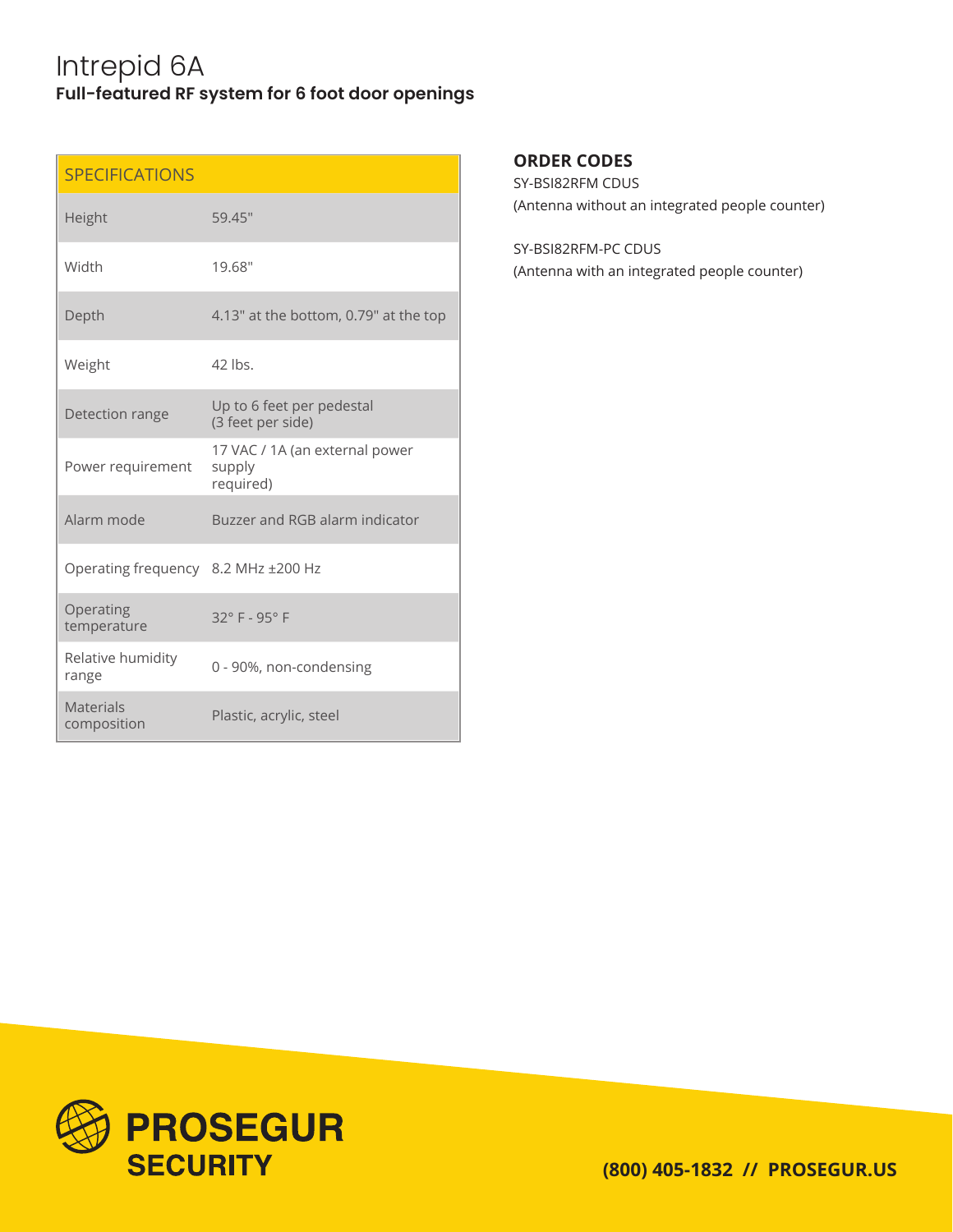# Intrepid 6A

**Full-featured RF system for 6 foot door openings**

| SPECIFICATIONS | |
|---|---|
| Height | 59.45" |
| Width | 19.68" |
| Depth | 4.13" at the bottom, 0.79" at the top |
| Weight | 42 lbs. |
| Detection range | Up to 6 feet per pedestal (3 feet per side) |
| Power requirement | 17 VAC / 1A (an external power supply required) |
| Alarm mode | Buzzer and RGB alarm indicator |
| Operating frequency | 8.2 MHz ±200 Hz |
| Operating temperature | 32° F - 95° F |
| Relative humidity range | 0 - 90%, non-condensing |
| Materials composition | Plastic, acrylic, steel |

## ORDER CODES

SY-BSI82RFM CDUS
(Antenna without an integrated people counter)

SY-BSI82RFM-PC CDUS
(Antenna with an integrated people counter)

**PROSEGUR SECURITY**

**(800) 405-1832 // PROSEGUR.US**